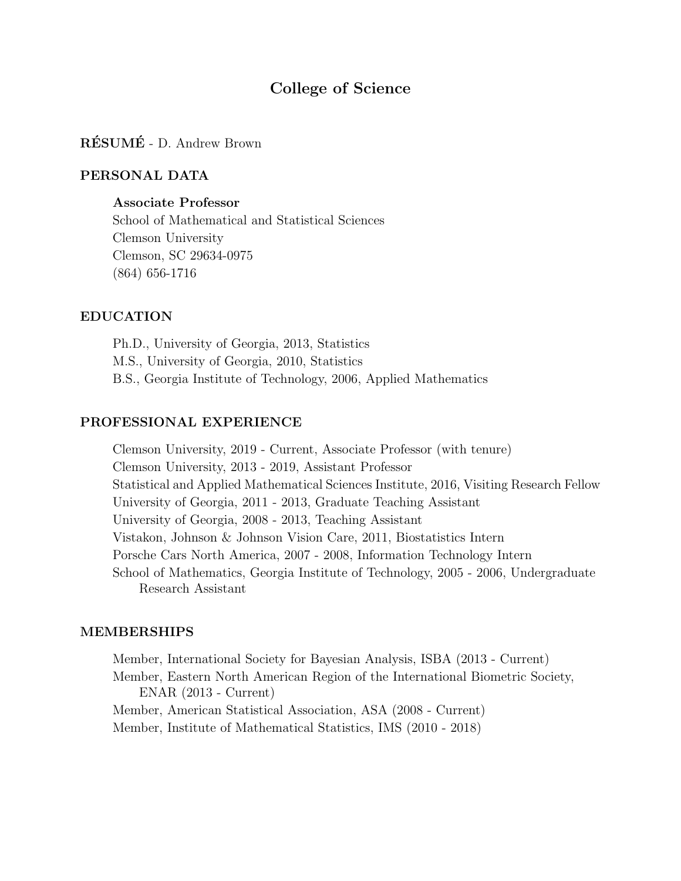# College of Science

**RÉSUMÉ** - D. Andrew Brown

## PERSONAL DATA

**Associate Professor**
School of Mathematical and Statistical Sciences
Clemson University
Clemson, SC 29634-0975
(864) 656-1716

## EDUCATION

Ph.D., University of Georgia, 2013, Statistics
M.S., University of Georgia, 2010, Statistics
B.S., Georgia Institute of Technology, 2006, Applied Mathematics

## PROFESSIONAL EXPERIENCE

Clemson University, 2019 - Current, Associate Professor (with tenure)
Clemson University, 2013 - 2019, Assistant Professor
Statistical and Applied Mathematical Sciences Institute, 2016, Visiting Research Fellow
University of Georgia, 2011 - 2013, Graduate Teaching Assistant
University of Georgia, 2008 - 2013, Teaching Assistant
Vistakon, Johnson & Johnson Vision Care, 2011, Biostatistics Intern
Porsche Cars North America, 2007 - 2008, Information Technology Intern
School of Mathematics, Georgia Institute of Technology, 2005 - 2006, Undergraduate Research Assistant

## MEMBERSHIPS

Member, International Society for Bayesian Analysis, ISBA (2013 - Current)
Member, Eastern North American Region of the International Biometric Society, ENAR (2013 - Current)
Member, American Statistical Association, ASA (2008 - Current)
Member, Institute of Mathematical Statistics, IMS (2010 - 2018)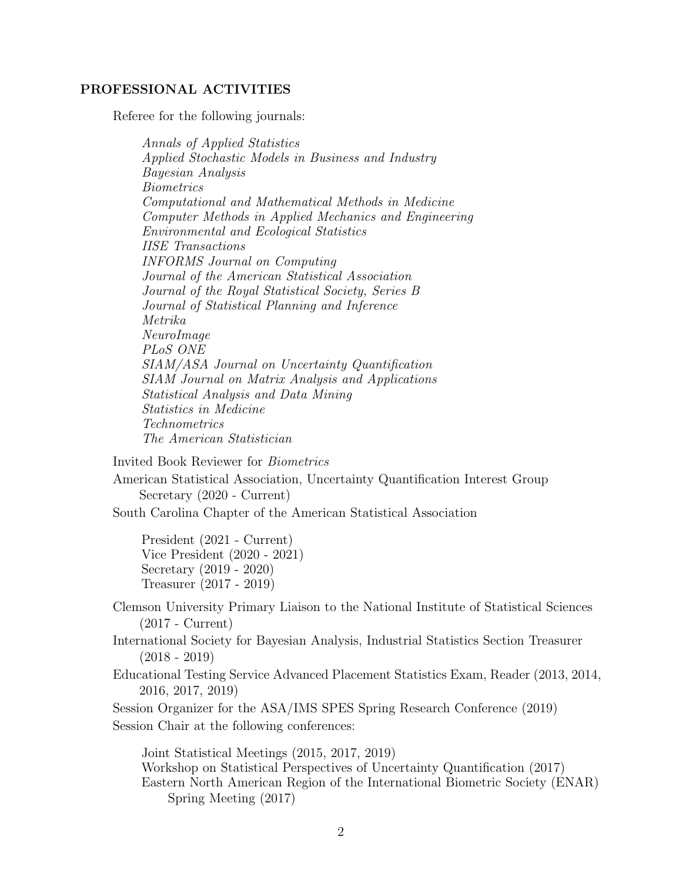## PROFESSIONAL ACTIVITIES

Referee for the following journals:

*Annals of Applied Statistics*
*Applied Stochastic Models in Business and Industry*
*Bayesian Analysis*
*Biometrics*
*Computational and Mathematical Methods in Medicine*
*Computer Methods in Applied Mechanics and Engineering*
*Environmental and Ecological Statistics*
*IISE Transactions*
*INFORMS Journal on Computing*
*Journal of the American Statistical Association*
*Journal of the Royal Statistical Society, Series B*
*Journal of Statistical Planning and Inference*
*Metrika*
*NeuroImage*
*PLoS ONE*
*SIAM/ASA Journal on Uncertainty Quantification*
*SIAM Journal on Matrix Analysis and Applications*
*Statistical Analysis and Data Mining*
*Statistics in Medicine*
*Technometrics*
*The American Statistician*

Invited Book Reviewer for *Biometrics*

American Statistical Association, Uncertainty Quantification Interest Group
Secretary (2020 - Current)

South Carolina Chapter of the American Statistical Association

President (2021 - Current)
Vice President (2020 - 2021)
Secretary (2019 - 2020)
Treasurer (2017 - 2019)

Clemson University Primary Liaison to the National Institute of Statistical Sciences (2017 - Current)

International Society for Bayesian Analysis, Industrial Statistics Section Treasurer (2018 - 2019)

Educational Testing Service Advanced Placement Statistics Exam, Reader (2013, 2014, 2016, 2017, 2019)

Session Organizer for the ASA/IMS SPES Spring Research Conference (2019)

Session Chair at the following conferences:

Joint Statistical Meetings (2015, 2017, 2019)
Workshop on Statistical Perspectives of Uncertainty Quantification (2017)
Eastern North American Region of the International Biometric Society (ENAR) Spring Meeting (2017)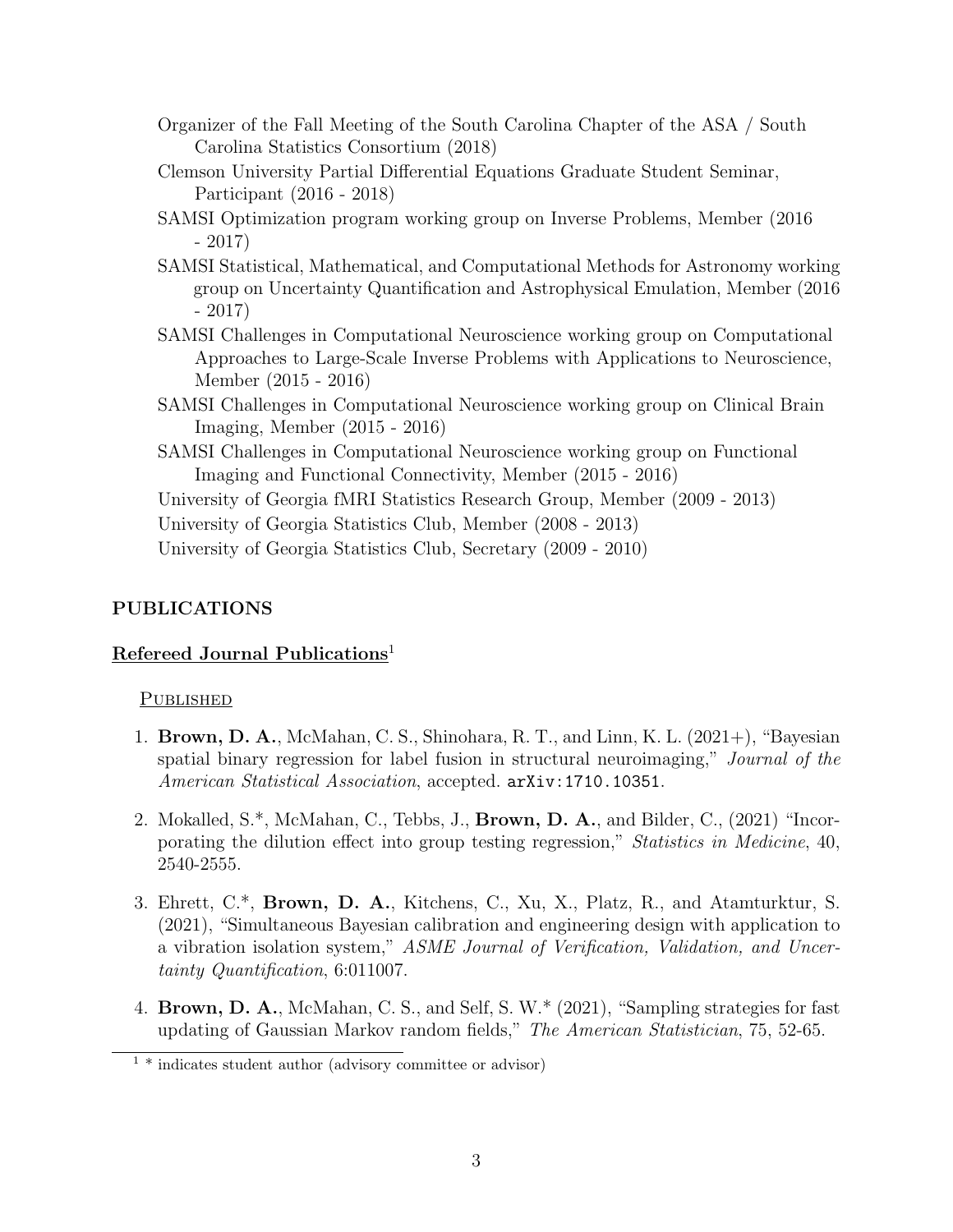Organizer of the Fall Meeting of the South Carolina Chapter of the ASA / South Carolina Statistics Consortium (2018)

Clemson University Partial Differential Equations Graduate Student Seminar, Participant (2016 - 2018)

SAMSI Optimization program working group on Inverse Problems, Member (2016 - 2017)

SAMSI Statistical, Mathematical, and Computational Methods for Astronomy working group on Uncertainty Quantification and Astrophysical Emulation, Member (2016 - 2017)

SAMSI Challenges in Computational Neuroscience working group on Computational Approaches to Large-Scale Inverse Problems with Applications to Neuroscience, Member (2015 - 2016)

SAMSI Challenges in Computational Neuroscience working group on Clinical Brain Imaging, Member (2015 - 2016)

SAMSI Challenges in Computational Neuroscience working group on Functional Imaging and Functional Connectivity, Member (2015 - 2016)

University of Georgia fMRI Statistics Research Group, Member (2009 - 2013)

University of Georgia Statistics Club, Member (2008 - 2013)

University of Georgia Statistics Club, Secretary (2009 - 2010)

## PUBLICATIONS

### Refereed Journal Publications[1]

#### Published

1. **Brown, D. A.**, McMahan, C. S., Shinohara, R. T., and Linn, K. L. (2021+), "Bayesian spatial binary regression for label fusion in structural neuroimaging," *Journal of the American Statistical Association*, accepted. `arXiv:1710.10351`.

2. Mokalled, S.*, McMahan, C., Tebbs, J., **Brown, D. A.**, and Bilder, C., (2021) "Incorporating the dilution effect into group testing regression," *Statistics in Medicine*, 40, 2540-2555.

3. Ehrett, C.*, **Brown, D. A.**, Kitchens, C., Xu, X., Platz, R., and Atamturktur, S. (2021), "Simultaneous Bayesian calibration and engineering design with application to a vibration isolation system," *ASME Journal of Verification, Validation, and Uncertainty Quantification*, 6:011007.

4. **Brown, D. A.**, McMahan, C. S., and Self, S. W.* (2021), "Sampling strategies for fast updating of Gaussian Markov random fields," *The American Statistician*, 75, 52-65.

[1] * indicates student author (advisory committee or advisor)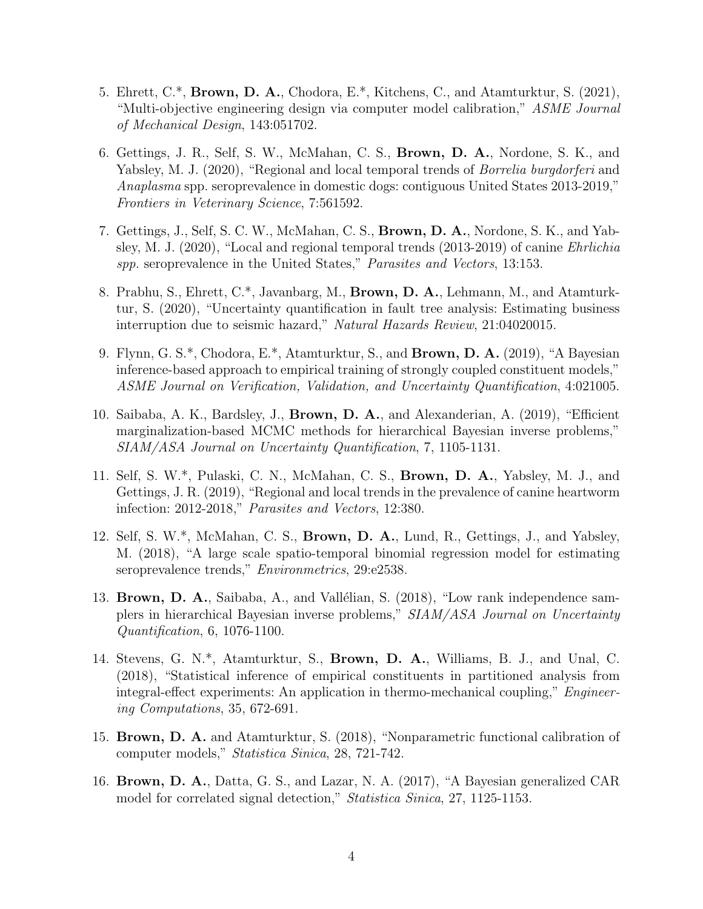5. Ehrett, C.*, **Brown, D. A.**, Chodora, E.*, Kitchens, C., and Atamturktur, S. (2021), "Multi-objective engineering design via computer model calibration," *ASME Journal of Mechanical Design*, 143:051702.

6. Gettings, J. R., Self, S. W., McMahan, C. S., **Brown, D. A.**, Nordone, S. K., and Yabsley, M. J. (2020), "Regional and local temporal trends of *Borrelia burgdorferi* and *Anaplasma* spp. seroprevalence in domestic dogs: contiguous United States 2013-2019," *Frontiers in Veterinary Science*, 7:561592.

7. Gettings, J., Self, S. C. W., McMahan, C. S., **Brown, D. A.**, Nordone, S. K., and Yabsley, M. J. (2020), "Local and regional temporal trends (2013-2019) of canine *Ehrlichia spp.* seroprevalence in the United States," *Parasites and Vectors*, 13:153.

8. Prabhu, S., Ehrett, C.*, Javanbarg, M., **Brown, D. A.**, Lehmann, M., and Atamturktur, S. (2020), "Uncertainty quantification in fault tree analysis: Estimating business interruption due to seismic hazard," *Natural Hazards Review*, 21:04020015.

9. Flynn, G. S.*, Chodora, E.*, Atamturktur, S., and **Brown, D. A.** (2019), "A Bayesian inference-based approach to empirical training of strongly coupled constituent models," *ASME Journal on Verification, Validation, and Uncertainty Quantification*, 4:021005.

10. Saibaba, A. K., Bardsley, J., **Brown, D. A.**, and Alexanderian, A. (2019), "Efficient marginalization-based MCMC methods for hierarchical Bayesian inverse problems," *SIAM/ASA Journal on Uncertainty Quantification*, 7, 1105-1131.

11. Self, S. W.*, Pulaski, C. N., McMahan, C. S., **Brown, D. A.**, Yabsley, M. J., and Gettings, J. R. (2019), "Regional and local trends in the prevalence of canine heartworm infection: 2012-2018," *Parasites and Vectors*, 12:380.

12. Self, S. W.*, McMahan, C. S., **Brown, D. A.**, Lund, R., Gettings, J., and Yabsley, M. (2018), "A large scale spatio-temporal binomial regression model for estimating seroprevalence trends," *Environmetrics*, 29:e2538.

13. **Brown, D. A.**, Saibaba, A., and Vallélian, S. (2018), "Low rank independence samplers in hierarchical Bayesian inverse problems," *SIAM/ASA Journal on Uncertainty Quantification*, 6, 1076-1100.

14. Stevens, G. N.*, Atamturktur, S., **Brown, D. A.**, Williams, B. J., and Unal, C. (2018), "Statistical inference of empirical constituents in partitioned analysis from integral-effect experiments: An application in thermo-mechanical coupling," *Engineering Computations*, 35, 672-691.

15. **Brown, D. A.** and Atamturktur, S. (2018), "Nonparametric functional calibration of computer models," *Statistica Sinica*, 28, 721-742.

16. **Brown, D. A.**, Datta, G. S., and Lazar, N. A. (2017), "A Bayesian generalized CAR model for correlated signal detection," *Statistica Sinica*, 27, 1125-1153.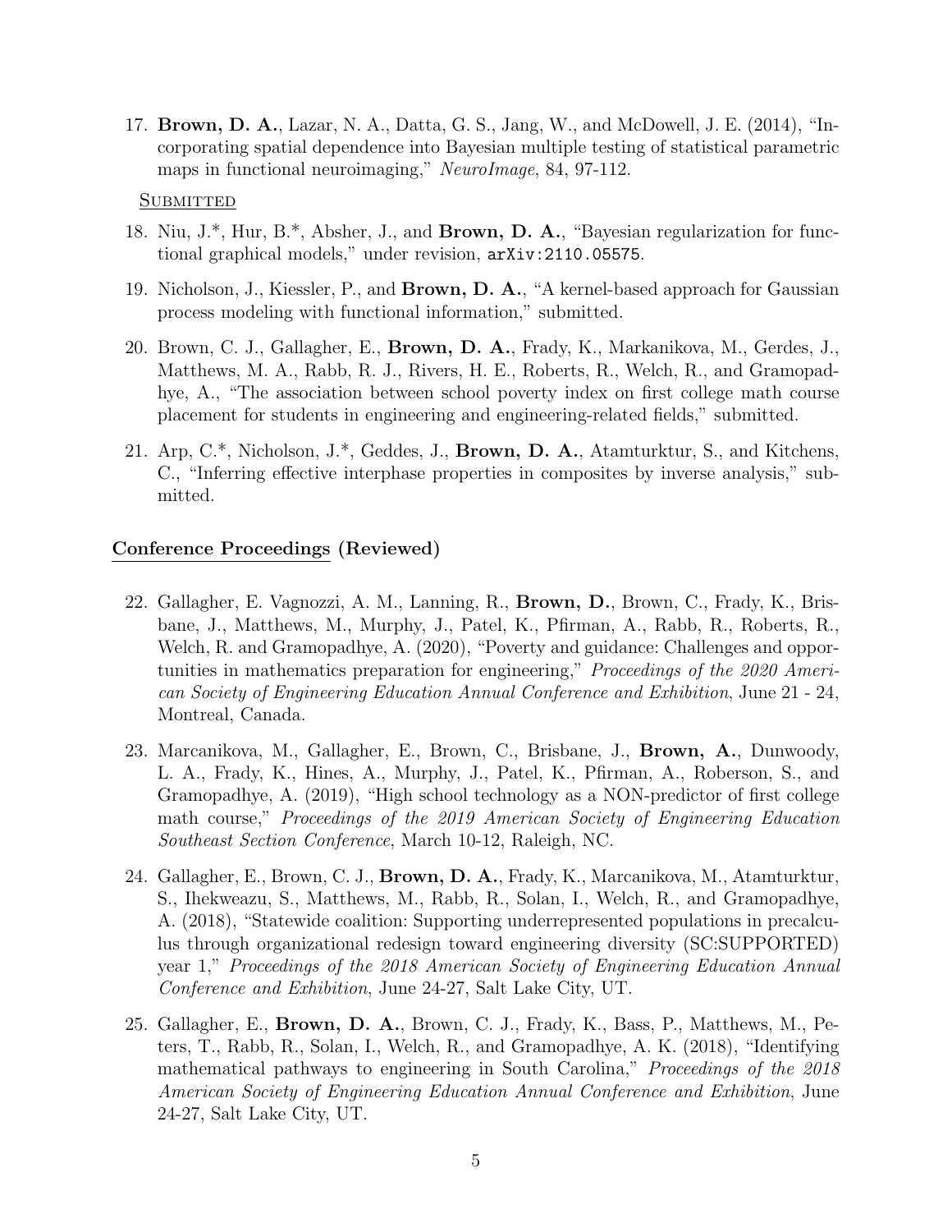17. **Brown, D. A.**, Lazar, N. A., Datta, G. S., Jang, W., and McDowell, J. E. (2014), "Incorporating spatial dependence into Bayesian multiple testing of statistical parametric maps in functional neuroimaging," *NeuroImage*, 84, 97-112.

<u>Submitted</u>

18. Niu, J.*, Hur, B.*, Absher, J., and **Brown, D. A.**, "Bayesian regularization for functional graphical models," under revision, `arXiv:2110.05575`.

19. Nicholson, J., Kiessler, P., and **Brown, D. A.**, "A kernel-based approach for Gaussian process modeling with functional information," submitted.

20. Brown, C. J., Gallagher, E., **Brown, D. A.**, Frady, K., Markanikova, M., Gerdes, J., Matthews, M. A., Rabb, R. J., Rivers, H. E., Roberts, R., Welch, R., and Gramopadhye, A., "The association between school poverty index on first college math course placement for students in engineering and engineering-related fields," submitted.

21. Arp, C.*, Nicholson, J.*, Geddes, J., **Brown, D. A.**, Atamturktur, S., and Kitchens, C., "Inferring effective interphase properties in composites by inverse analysis," submitted.

## <u>Conference Proceedings</u> (Reviewed)

22. Gallagher, E. Vagnozzi, A. M., Lanning, R., **Brown, D.**, Brown, C., Frady, K., Brisbane, J., Matthews, M., Murphy, J., Patel, K., Pfirman, A., Rabb, R., Roberts, R., Welch, R. and Gramopadhye, A. (2020), "Poverty and guidance: Challenges and opportunities in mathematics preparation for engineering," *Proceedings of the 2020 American Society of Engineering Education Annual Conference and Exhibition*, June 21 - 24, Montreal, Canada.

23. Marcanikova, M., Gallagher, E., Brown, C., Brisbane, J., **Brown, A.**, Dunwoody, L. A., Frady, K., Hines, A., Murphy, J., Patel, K., Pfirman, A., Roberson, S., and Gramopadhye, A. (2019), "High school technology as a NON-predictor of first college math course," *Proceedings of the 2019 American Society of Engineering Education Southeast Section Conference*, March 10-12, Raleigh, NC.

24. Gallagher, E., Brown, C. J., **Brown, D. A.**, Frady, K., Marcanikova, M., Atamturktur, S., Ihekweazu, S., Matthews, M., Rabb, R., Solan, I., Welch, R., and Gramopadhye, A. (2018), "Statewide coalition: Supporting underrepresented populations in precalculus through organizational redesign toward engineering diversity (SC:SUPPORTED) year 1," *Proceedings of the 2018 American Society of Engineering Education Annual Conference and Exhibition*, June 24-27, Salt Lake City, UT.

25. Gallagher, E., **Brown, D. A.**, Brown, C. J., Frady, K., Bass, P., Matthews, M., Peters, T., Rabb, R., Solan, I., Welch, R., and Gramopadhye, A. K. (2018), "Identifying mathematical pathways to engineering in South Carolina," *Proceedings of the 2018 American Society of Engineering Education Annual Conference and Exhibition*, June 24-27, Salt Lake City, UT.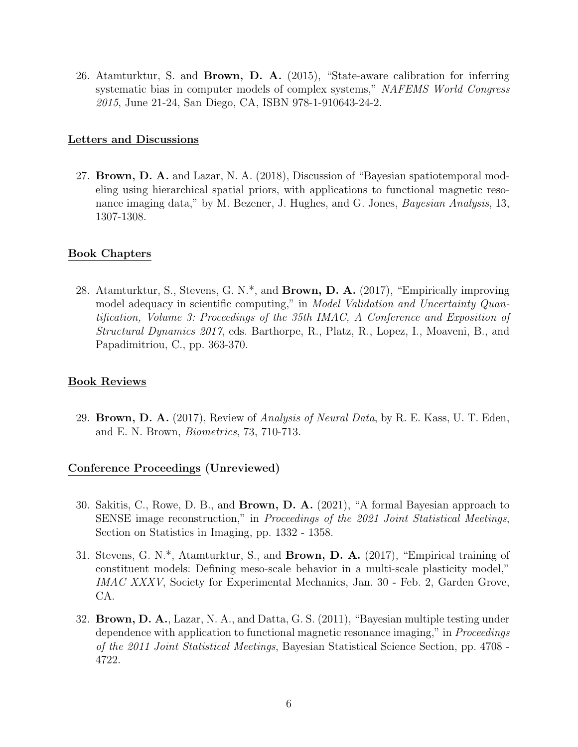26. Atamturktur, S. and **Brown, D. A.** (2015), "State-aware calibration for inferring systematic bias in computer models of complex systems," *NAFEMS World Congress 2015*, June 21-24, San Diego, CA, ISBN 978-1-910643-24-2.

## Letters and Discussions

27. **Brown, D. A.** and Lazar, N. A. (2018), Discussion of "Bayesian spatiotemporal modeling using hierarchical spatial priors, with applications to functional magnetic resonance imaging data," by M. Bezener, J. Hughes, and G. Jones, *Bayesian Analysis*, 13, 1307-1308.

## Book Chapters

28. Atamturktur, S., Stevens, G. N.*, and **Brown, D. A.** (2017), "Empirically improving model adequacy in scientific computing," in *Model Validation and Uncertainty Quantification, Volume 3: Proceedings of the 35th IMAC, A Conference and Exposition of Structural Dynamics 2017*, eds. Barthorpe, R., Platz, R., Lopez, I., Moaveni, B., and Papadimitriou, C., pp. 363-370.

## Book Reviews

29. **Brown, D. A.** (2017), Review of *Analysis of Neural Data*, by R. E. Kass, U. T. Eden, and E. N. Brown, *Biometrics*, 73, 710-713.

## Conference Proceedings (Unreviewed)

30. Sakitis, C., Rowe, D. B., and **Brown, D. A.** (2021), "A formal Bayesian approach to SENSE image reconstruction," in *Proceedings of the 2021 Joint Statistical Meetings*, Section on Statistics in Imaging, pp. 1332 - 1358.
31. Stevens, G. N.*, Atamturktur, S., and **Brown, D. A.** (2017), "Empirical training of constituent models: Defining meso-scale behavior in a multi-scale plasticity model," *IMAC XXXV*, Society for Experimental Mechanics, Jan. 30 - Feb. 2, Garden Grove, CA.
32. **Brown, D. A.**, Lazar, N. A., and Datta, G. S. (2011), "Bayesian multiple testing under dependence with application to functional magnetic resonance imaging," in *Proceedings of the 2011 Joint Statistical Meetings*, Bayesian Statistical Science Section, pp. 4708 - 4722.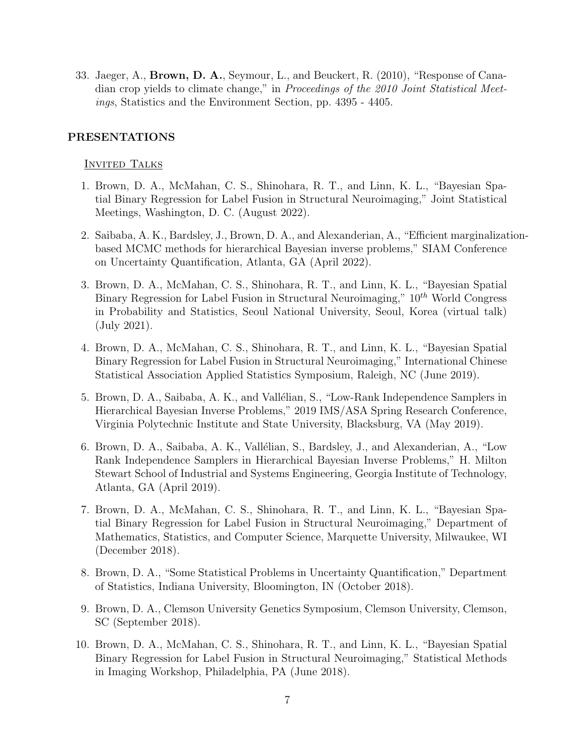33. Jaeger, A., **Brown, D. A.**, Seymour, L., and Beuckert, R. (2010), "Response of Canadian crop yields to climate change," in *Proceedings of the 2010 Joint Statistical Meetings*, Statistics and the Environment Section, pp. 4395 - 4405.

## PRESENTATIONS

### Invited Talks

1. Brown, D. A., McMahan, C. S., Shinohara, R. T., and Linn, K. L., "Bayesian Spatial Binary Regression for Label Fusion in Structural Neuroimaging," Joint Statistical Meetings, Washington, D. C. (August 2022).

2. Saibaba, A. K., Bardsley, J., Brown, D. A., and Alexanderian, A., "Efficient marginalization-based MCMC methods for hierarchical Bayesian inverse problems," SIAM Conference on Uncertainty Quantification, Atlanta, GA (April 2022).

3. Brown, D. A., McMahan, C. S., Shinohara, R. T., and Linn, K. L., "Bayesian Spatial Binary Regression for Label Fusion in Structural Neuroimaging," $10^{th}$ World Congress in Probability and Statistics, Seoul National University, Seoul, Korea (virtual talk) (July 2021).

4. Brown, D. A., McMahan, C. S., Shinohara, R. T., and Linn, K. L., "Bayesian Spatial Binary Regression for Label Fusion in Structural Neuroimaging," International Chinese Statistical Association Applied Statistics Symposium, Raleigh, NC (June 2019).

5. Brown, D. A., Saibaba, A. K., and Vallélian, S., "Low-Rank Independence Samplers in Hierarchical Bayesian Inverse Problems," 2019 IMS/ASA Spring Research Conference, Virginia Polytechnic Institute and State University, Blacksburg, VA (May 2019).

6. Brown, D. A., Saibaba, A. K., Vallélian, S., Bardsley, J., and Alexanderian, A., "Low Rank Independence Samplers in Hierarchical Bayesian Inverse Problems," H. Milton Stewart School of Industrial and Systems Engineering, Georgia Institute of Technology, Atlanta, GA (April 2019).

7. Brown, D. A., McMahan, C. S., Shinohara, R. T., and Linn, K. L., "Bayesian Spatial Binary Regression for Label Fusion in Structural Neuroimaging," Department of Mathematics, Statistics, and Computer Science, Marquette University, Milwaukee, WI (December 2018).

8. Brown, D. A., "Some Statistical Problems in Uncertainty Quantification," Department of Statistics, Indiana University, Bloomington, IN (October 2018).

9. Brown, D. A., Clemson University Genetics Symposium, Clemson University, Clemson, SC (September 2018).

10. Brown, D. A., McMahan, C. S., Shinohara, R. T., and Linn, K. L., "Bayesian Spatial Binary Regression for Label Fusion in Structural Neuroimaging," Statistical Methods in Imaging Workshop, Philadelphia, PA (June 2018).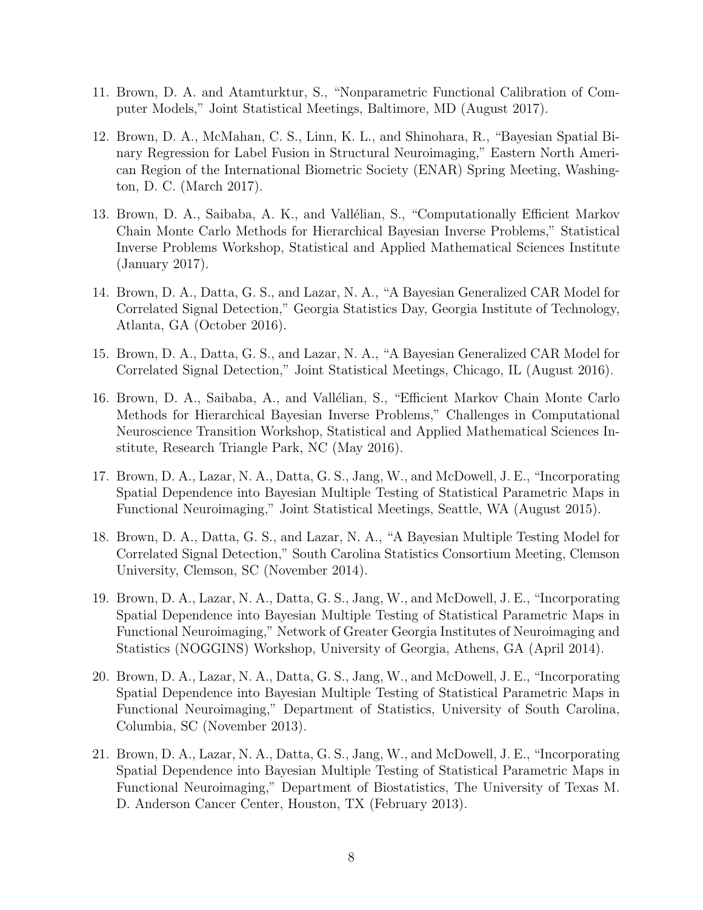11. Brown, D. A. and Atamturktur, S., "Nonparametric Functional Calibration of Computer Models," Joint Statistical Meetings, Baltimore, MD (August 2017).

12. Brown, D. A., McMahan, C. S., Linn, K. L., and Shinohara, R., "Bayesian Spatial Binary Regression for Label Fusion in Structural Neuroimaging," Eastern North American Region of the International Biometric Society (ENAR) Spring Meeting, Washington, D. C. (March 2017).

13. Brown, D. A., Saibaba, A. K., and Vallélian, S., "Computationally Efficient Markov Chain Monte Carlo Methods for Hierarchical Bayesian Inverse Problems," Statistical Inverse Problems Workshop, Statistical and Applied Mathematical Sciences Institute (January 2017).

14. Brown, D. A., Datta, G. S., and Lazar, N. A., "A Bayesian Generalized CAR Model for Correlated Signal Detection," Georgia Statistics Day, Georgia Institute of Technology, Atlanta, GA (October 2016).

15. Brown, D. A., Datta, G. S., and Lazar, N. A., "A Bayesian Generalized CAR Model for Correlated Signal Detection," Joint Statistical Meetings, Chicago, IL (August 2016).

16. Brown, D. A., Saibaba, A., and Vallélian, S., "Efficient Markov Chain Monte Carlo Methods for Hierarchical Bayesian Inverse Problems," Challenges in Computational Neuroscience Transition Workshop, Statistical and Applied Mathematical Sciences Institute, Research Triangle Park, NC (May 2016).

17. Brown, D. A., Lazar, N. A., Datta, G. S., Jang, W., and McDowell, J. E., "Incorporating Spatial Dependence into Bayesian Multiple Testing of Statistical Parametric Maps in Functional Neuroimaging," Joint Statistical Meetings, Seattle, WA (August 2015).

18. Brown, D. A., Datta, G. S., and Lazar, N. A., "A Bayesian Multiple Testing Model for Correlated Signal Detection," South Carolina Statistics Consortium Meeting, Clemson University, Clemson, SC (November 2014).

19. Brown, D. A., Lazar, N. A., Datta, G. S., Jang, W., and McDowell, J. E., "Incorporating Spatial Dependence into Bayesian Multiple Testing of Statistical Parametric Maps in Functional Neuroimaging," Network of Greater Georgia Institutes of Neuroimaging and Statistics (NOGGINS) Workshop, University of Georgia, Athens, GA (April 2014).

20. Brown, D. A., Lazar, N. A., Datta, G. S., Jang, W., and McDowell, J. E., "Incorporating Spatial Dependence into Bayesian Multiple Testing of Statistical Parametric Maps in Functional Neuroimaging," Department of Statistics, University of South Carolina, Columbia, SC (November 2013).

21. Brown, D. A., Lazar, N. A., Datta, G. S., Jang, W., and McDowell, J. E., "Incorporating Spatial Dependence into Bayesian Multiple Testing of Statistical Parametric Maps in Functional Neuroimaging," Department of Biostatistics, The University of Texas M. D. Anderson Cancer Center, Houston, TX (February 2013).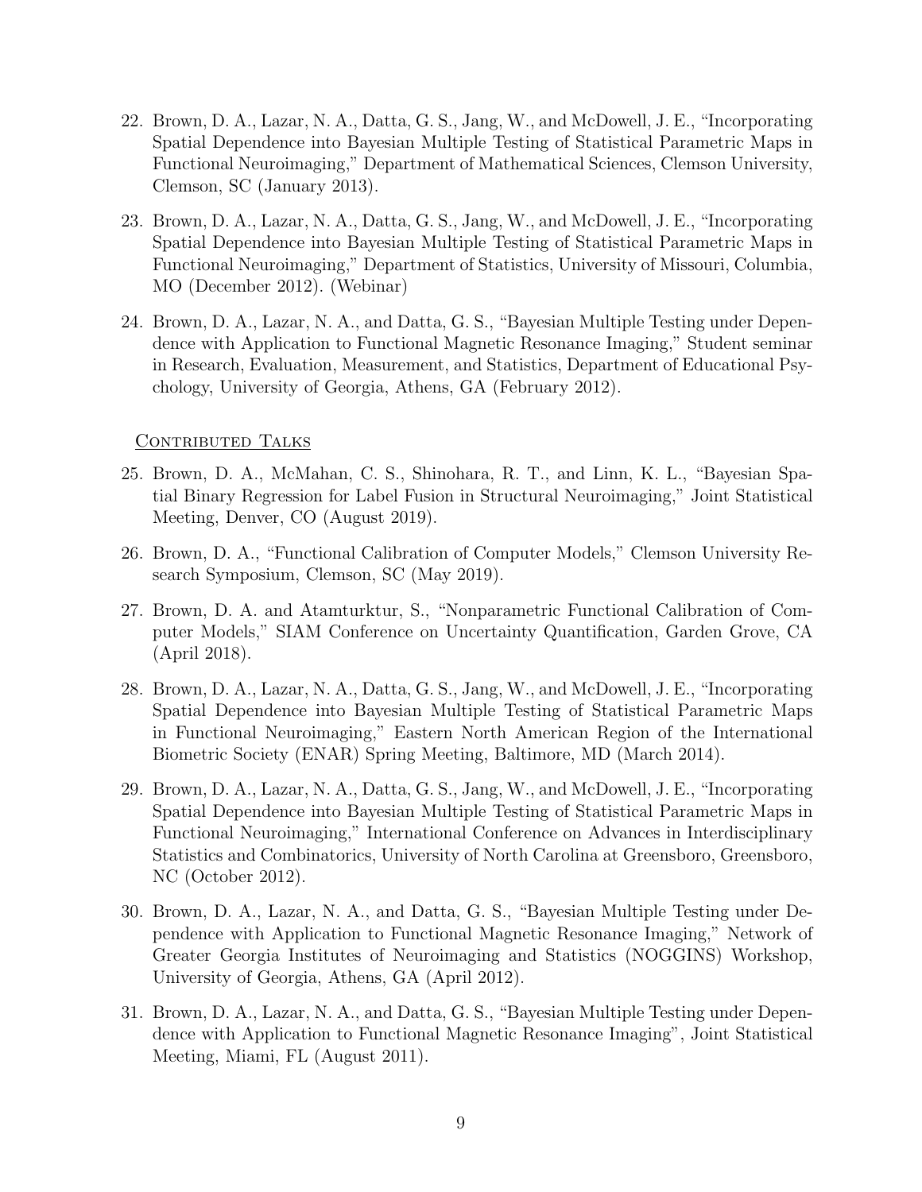22. Brown, D. A., Lazar, N. A., Datta, G. S., Jang, W., and McDowell, J. E., "Incorporating Spatial Dependence into Bayesian Multiple Testing of Statistical Parametric Maps in Functional Neuroimaging," Department of Mathematical Sciences, Clemson University, Clemson, SC (January 2013).

23. Brown, D. A., Lazar, N. A., Datta, G. S., Jang, W., and McDowell, J. E., "Incorporating Spatial Dependence into Bayesian Multiple Testing of Statistical Parametric Maps in Functional Neuroimaging," Department of Statistics, University of Missouri, Columbia, MO (December 2012). (Webinar)

24. Brown, D. A., Lazar, N. A., and Datta, G. S., "Bayesian Multiple Testing under Dependence with Application to Functional Magnetic Resonance Imaging," Student seminar in Research, Evaluation, Measurement, and Statistics, Department of Educational Psychology, University of Georgia, Athens, GA (February 2012).

### Contributed Talks

25. Brown, D. A., McMahan, C. S., Shinohara, R. T., and Linn, K. L., "Bayesian Spatial Binary Regression for Label Fusion in Structural Neuroimaging," Joint Statistical Meeting, Denver, CO (August 2019).

26. Brown, D. A., "Functional Calibration of Computer Models," Clemson University Research Symposium, Clemson, SC (May 2019).

27. Brown, D. A. and Atamturktur, S., "Nonparametric Functional Calibration of Computer Models," SIAM Conference on Uncertainty Quantification, Garden Grove, CA (April 2018).

28. Brown, D. A., Lazar, N. A., Datta, G. S., Jang, W., and McDowell, J. E., "Incorporating Spatial Dependence into Bayesian Multiple Testing of Statistical Parametric Maps in Functional Neuroimaging," Eastern North American Region of the International Biometric Society (ENAR) Spring Meeting, Baltimore, MD (March 2014).

29. Brown, D. A., Lazar, N. A., Datta, G. S., Jang, W., and McDowell, J. E., "Incorporating Spatial Dependence into Bayesian Multiple Testing of Statistical Parametric Maps in Functional Neuroimaging," International Conference on Advances in Interdisciplinary Statistics and Combinatorics, University of North Carolina at Greensboro, Greensboro, NC (October 2012).

30. Brown, D. A., Lazar, N. A., and Datta, G. S., "Bayesian Multiple Testing under Dependence with Application to Functional Magnetic Resonance Imaging," Network of Greater Georgia Institutes of Neuroimaging and Statistics (NOGGINS) Workshop, University of Georgia, Athens, GA (April 2012).

31. Brown, D. A., Lazar, N. A., and Datta, G. S., "Bayesian Multiple Testing under Dependence with Application to Functional Magnetic Resonance Imaging", Joint Statistical Meeting, Miami, FL (August 2011).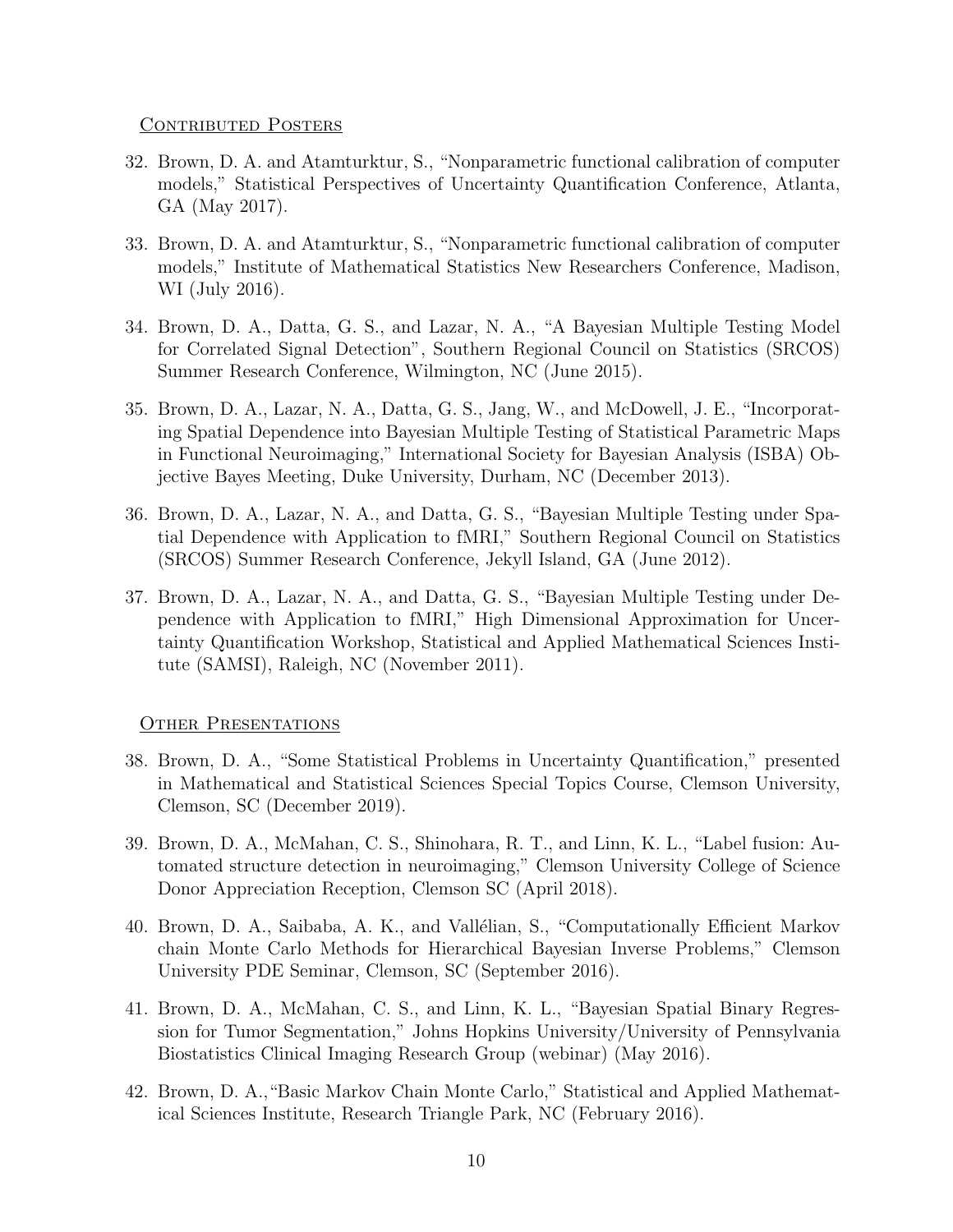### Contributed Posters

32. Brown, D. A. and Atamturktur, S., "Nonparametric functional calibration of computer models," Statistical Perspectives of Uncertainty Quantification Conference, Atlanta, GA (May 2017).

33. Brown, D. A. and Atamturktur, S., "Nonparametric functional calibration of computer models," Institute of Mathematical Statistics New Researchers Conference, Madison, WI (July 2016).

34. Brown, D. A., Datta, G. S., and Lazar, N. A., "A Bayesian Multiple Testing Model for Correlated Signal Detection", Southern Regional Council on Statistics (SRCOS) Summer Research Conference, Wilmington, NC (June 2015).

35. Brown, D. A., Lazar, N. A., Datta, G. S., Jang, W., and McDowell, J. E., "Incorporating Spatial Dependence into Bayesian Multiple Testing of Statistical Parametric Maps in Functional Neuroimaging," International Society for Bayesian Analysis (ISBA) Objective Bayes Meeting, Duke University, Durham, NC (December 2013).

36. Brown, D. A., Lazar, N. A., and Datta, G. S., "Bayesian Multiple Testing under Spatial Dependence with Application to fMRI," Southern Regional Council on Statistics (SRCOS) Summer Research Conference, Jekyll Island, GA (June 2012).

37. Brown, D. A., Lazar, N. A., and Datta, G. S., "Bayesian Multiple Testing under Dependence with Application to fMRI," High Dimensional Approximation for Uncertainty Quantification Workshop, Statistical and Applied Mathematical Sciences Institute (SAMSI), Raleigh, NC (November 2011).

### Other Presentations

38. Brown, D. A., "Some Statistical Problems in Uncertainty Quantification," presented in Mathematical and Statistical Sciences Special Topics Course, Clemson University, Clemson, SC (December 2019).

39. Brown, D. A., McMahan, C. S., Shinohara, R. T., and Linn, K. L., "Label fusion: Automated structure detection in neuroimaging," Clemson University College of Science Donor Appreciation Reception, Clemson SC (April 2018).

40. Brown, D. A., Saibaba, A. K., and Vallélian, S., "Computationally Efficient Markov chain Monte Carlo Methods for Hierarchical Bayesian Inverse Problems," Clemson University PDE Seminar, Clemson, SC (September 2016).

41. Brown, D. A., McMahan, C. S., and Linn, K. L., "Bayesian Spatial Binary Regression for Tumor Segmentation," Johns Hopkins University/University of Pennsylvania Biostatistics Clinical Imaging Research Group (webinar) (May 2016).

42. Brown, D. A.,"Basic Markov Chain Monte Carlo," Statistical and Applied Mathematical Sciences Institute, Research Triangle Park, NC (February 2016).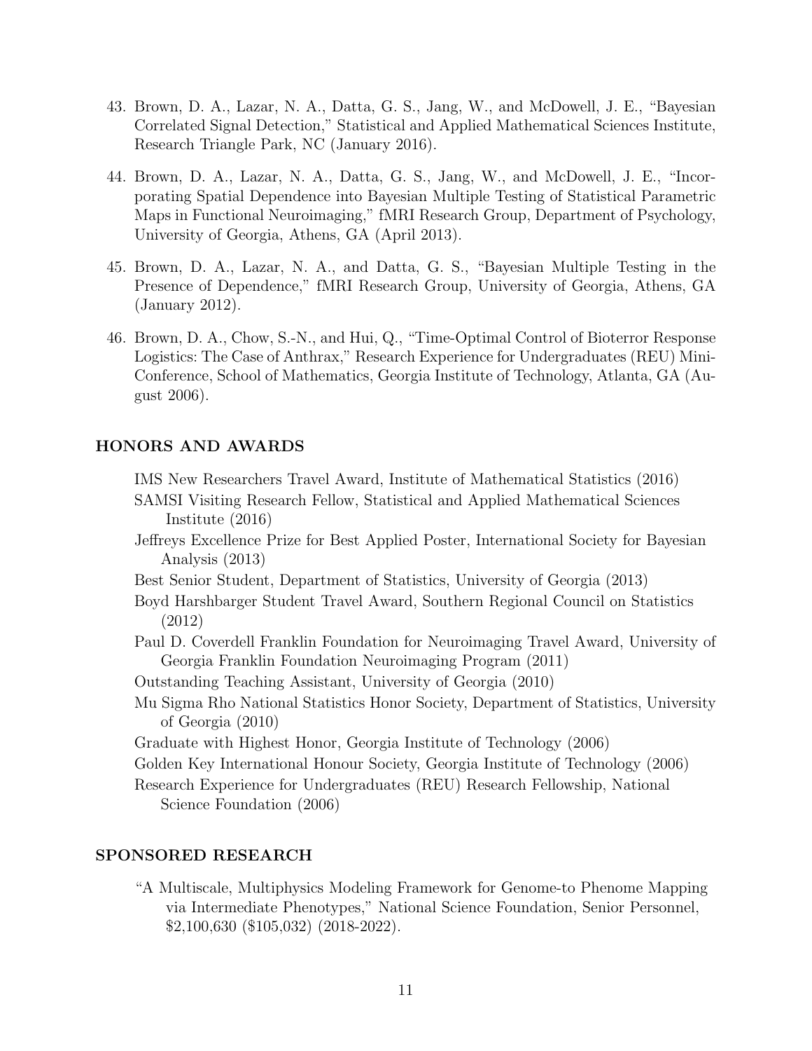43. Brown, D. A., Lazar, N. A., Datta, G. S., Jang, W., and McDowell, J. E., "Bayesian Correlated Signal Detection," Statistical and Applied Mathematical Sciences Institute, Research Triangle Park, NC (January 2016).

44. Brown, D. A., Lazar, N. A., Datta, G. S., Jang, W., and McDowell, J. E., "Incorporating Spatial Dependence into Bayesian Multiple Testing of Statistical Parametric Maps in Functional Neuroimaging," fMRI Research Group, Department of Psychology, University of Georgia, Athens, GA (April 2013).

45. Brown, D. A., Lazar, N. A., and Datta, G. S., "Bayesian Multiple Testing in the Presence of Dependence," fMRI Research Group, University of Georgia, Athens, GA (January 2012).

46. Brown, D. A., Chow, S.-N., and Hui, Q., "Time-Optimal Control of Bioterror Response Logistics: The Case of Anthrax," Research Experience for Undergraduates (REU) Mini-Conference, School of Mathematics, Georgia Institute of Technology, Atlanta, GA (August 2006).

## HONORS AND AWARDS

IMS New Researchers Travel Award, Institute of Mathematical Statistics (2016)

SAMSI Visiting Research Fellow, Statistical and Applied Mathematical Sciences Institute (2016)

Jeffreys Excellence Prize for Best Applied Poster, International Society for Bayesian Analysis (2013)

Best Senior Student, Department of Statistics, University of Georgia (2013)

Boyd Harshbarger Student Travel Award, Southern Regional Council on Statistics (2012)

Paul D. Coverdell Franklin Foundation for Neuroimaging Travel Award, University of Georgia Franklin Foundation Neuroimaging Program (2011)

Outstanding Teaching Assistant, University of Georgia (2010)

Mu Sigma Rho National Statistics Honor Society, Department of Statistics, University of Georgia (2010)

Graduate with Highest Honor, Georgia Institute of Technology (2006)

Golden Key International Honour Society, Georgia Institute of Technology (2006)

Research Experience for Undergraduates (REU) Research Fellowship, National Science Foundation (2006)

## SPONSORED RESEARCH

"A Multiscale, Multiphysics Modeling Framework for Genome-to Phenome Mapping via Intermediate Phenotypes," National Science Foundation, Senior Personnel, \$2,100,630 (\$105,032) (2018-2022).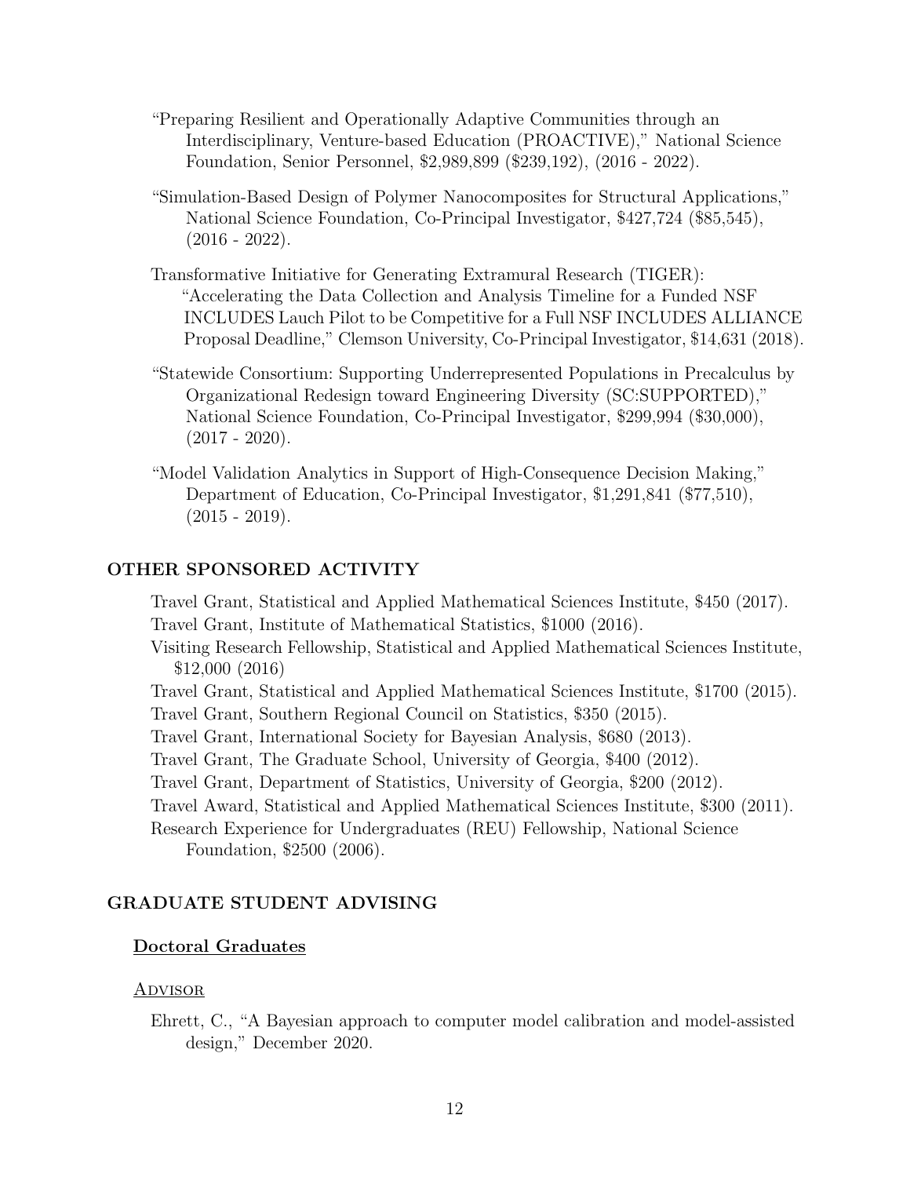"Preparing Resilient and Operationally Adaptive Communities through an Interdisciplinary, Venture-based Education (PROACTIVE)," National Science Foundation, Senior Personnel, $2,989,899 ($239,192), (2016 - 2022).

"Simulation-Based Design of Polymer Nanocomposites for Structural Applications," National Science Foundation, Co-Principal Investigator, $427,724 ($85,545), (2016 - 2022).

Transformative Initiative for Generating Extramural Research (TIGER): "Accelerating the Data Collection and Analysis Timeline for a Funded NSF INCLUDES Lauch Pilot to be Competitive for a Full NSF INCLUDES ALLIANCE Proposal Deadline," Clemson University, Co-Principal Investigator, $14,631 (2018).

"Statewide Consortium: Supporting Underrepresented Populations in Precalculus by Organizational Redesign toward Engineering Diversity (SC:SUPPORTED)," National Science Foundation, Co-Principal Investigator, $299,994 ($30,000), (2017 - 2020).

"Model Validation Analytics in Support of High-Consequence Decision Making," Department of Education, Co-Principal Investigator, $1,291,841 ($77,510), (2015 - 2019).

## OTHER SPONSORED ACTIVITY

Travel Grant, Statistical and Applied Mathematical Sciences Institute, $450 (2017).

Travel Grant, Institute of Mathematical Statistics, $1000 (2016).

Visiting Research Fellowship, Statistical and Applied Mathematical Sciences Institute, $12,000 (2016)

Travel Grant, Statistical and Applied Mathematical Sciences Institute, $1700 (2015).

Travel Grant, Southern Regional Council on Statistics, $350 (2015).

Travel Grant, International Society for Bayesian Analysis, $680 (2013).

Travel Grant, The Graduate School, University of Georgia, $400 (2012).

Travel Grant, Department of Statistics, University of Georgia, $200 (2012).

Travel Award, Statistical and Applied Mathematical Sciences Institute, $300 (2011).

Research Experience for Undergraduates (REU) Fellowship, National Science Foundation, $2500 (2006).

## GRADUATE STUDENT ADVISING

### Doctoral Graduates

#### Advisor

Ehrett, C., "A Bayesian approach to computer model calibration and model-assisted design," December 2020.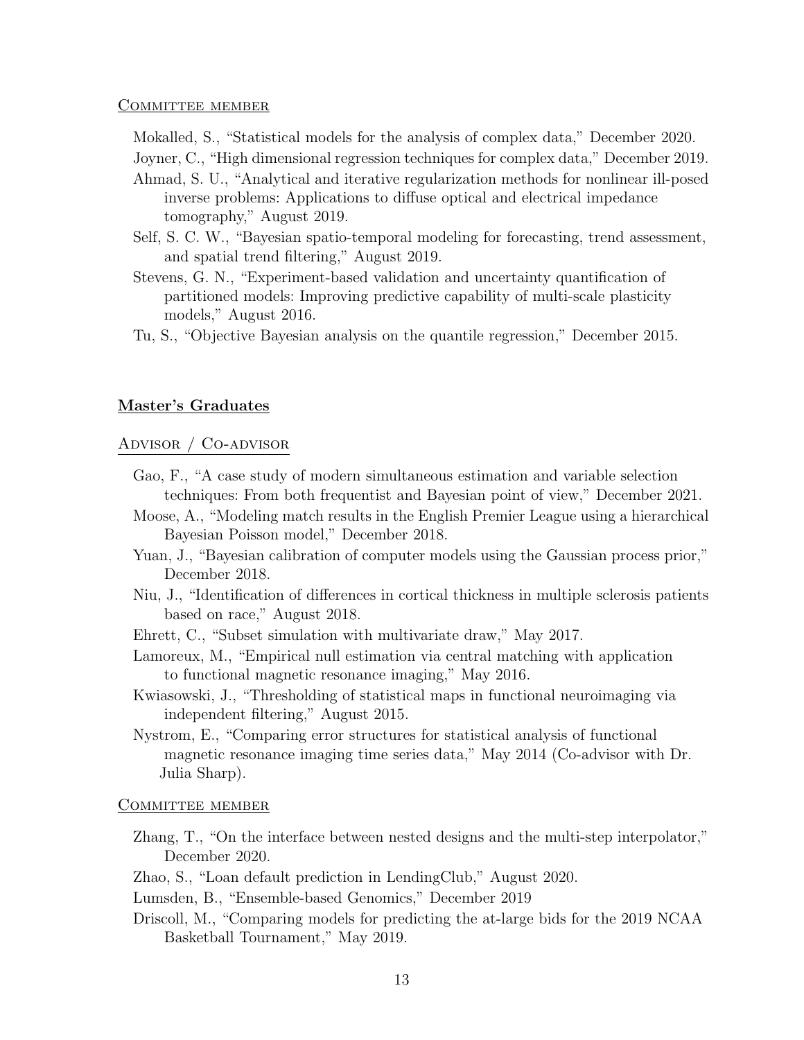### Committee member

Mokalled, S., "Statistical models for the analysis of complex data," December 2020.

Joyner, C., "High dimensional regression techniques for complex data," December 2019.

Ahmad, S. U., "Analytical and iterative regularization methods for nonlinear ill-posed inverse problems: Applications to diffuse optical and electrical impedance tomography," August 2019.

Self, S. C. W., "Bayesian spatio-temporal modeling for forecasting, trend assessment, and spatial trend filtering," August 2019.

Stevens, G. N., "Experiment-based validation and uncertainty quantification of partitioned models: Improving predictive capability of multi-scale plasticity models," August 2016.

Tu, S., "Objective Bayesian analysis on the quantile regression," December 2015.

## Master's Graduates

### Advisor / Co-advisor

Gao, F., "A case study of modern simultaneous estimation and variable selection techniques: From both frequentist and Bayesian point of view," December 2021.

Moose, A., "Modeling match results in the English Premier League using a hierarchical Bayesian Poisson model," December 2018.

Yuan, J., "Bayesian calibration of computer models using the Gaussian process prior," December 2018.

Niu, J., "Identification of differences in cortical thickness in multiple sclerosis patients based on race," August 2018.

Ehrett, C., "Subset simulation with multivariate draw," May 2017.

Lamoreux, M., "Empirical null estimation via central matching with application to functional magnetic resonance imaging," May 2016.

Kwiasowski, J., "Thresholding of statistical maps in functional neuroimaging via independent filtering," August 2015.

Nystrom, E., "Comparing error structures for statistical analysis of functional magnetic resonance imaging time series data," May 2014 (Co-advisor with Dr. Julia Sharp).

### Committee member

Zhang, T., "On the interface between nested designs and the multi-step interpolator," December 2020.

Zhao, S., "Loan default prediction in LendingClub," August 2020.

Lumsden, B., "Ensemble-based Genomics," December 2019

Driscoll, M., "Comparing models for predicting the at-large bids for the 2019 NCAA Basketball Tournament," May 2019.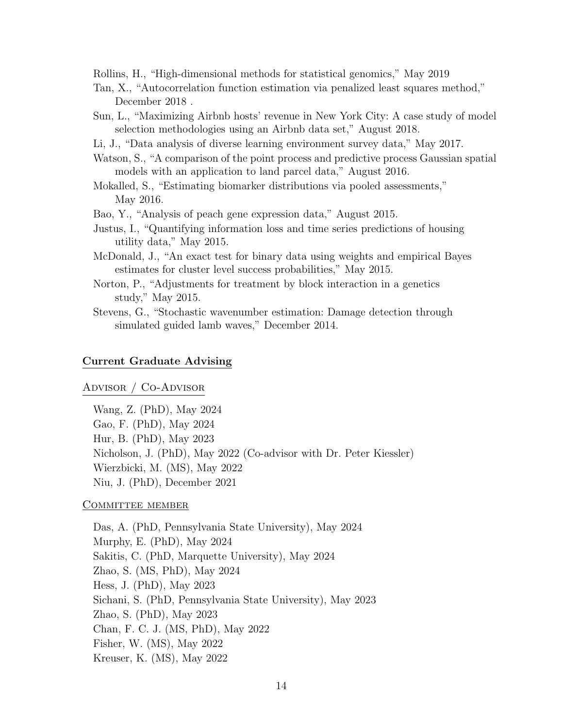Rollins, H., "High-dimensional methods for statistical genomics," May 2019

Tan, X., "Autocorrelation function estimation via penalized least squares method," December 2018 .

Sun, L., "Maximizing Airbnb hosts' revenue in New York City: A case study of model selection methodologies using an Airbnb data set," August 2018.

Li, J., "Data analysis of diverse learning environment survey data," May 2017.

Watson, S., "A comparison of the point process and predictive process Gaussian spatial models with an application to land parcel data," August 2016.

Mokalled, S., "Estimating biomarker distributions via pooled assessments," May 2016.

Bao, Y., "Analysis of peach gene expression data," August 2015.

Justus, I., "Quantifying information loss and time series predictions of housing utility data," May 2015.

McDonald, J., "An exact test for binary data using weights and empirical Bayes estimates for cluster level success probabilities," May 2015.

Norton, P., "Adjustments for treatment by block interaction in a genetics study," May 2015.

Stevens, G., "Stochastic wavenumber estimation: Damage detection through simulated guided lamb waves," December 2014.

## Current Graduate Advising

### Advisor / Co-Advisor

Wang, Z. (PhD), May 2024

Gao, F. (PhD), May 2024

Hur, B. (PhD), May 2023

Nicholson, J. (PhD), May 2022 (Co-advisor with Dr. Peter Kiessler)

Wierzbicki, M. (MS), May 2022

Niu, J. (PhD), December 2021

### Committee member

Das, A. (PhD, Pennsylvania State University), May 2024

Murphy, E. (PhD), May 2024

Sakitis, C. (PhD, Marquette University), May 2024

Zhao, S. (MS, PhD), May 2024

Hess, J. (PhD), May 2023

Sichani, S. (PhD, Pennsylvania State University), May 2023

Zhao, S. (PhD), May 2023

Chan, F. C. J. (MS, PhD), May 2022

Fisher, W. (MS), May 2022

Kreuser, K. (MS), May 2022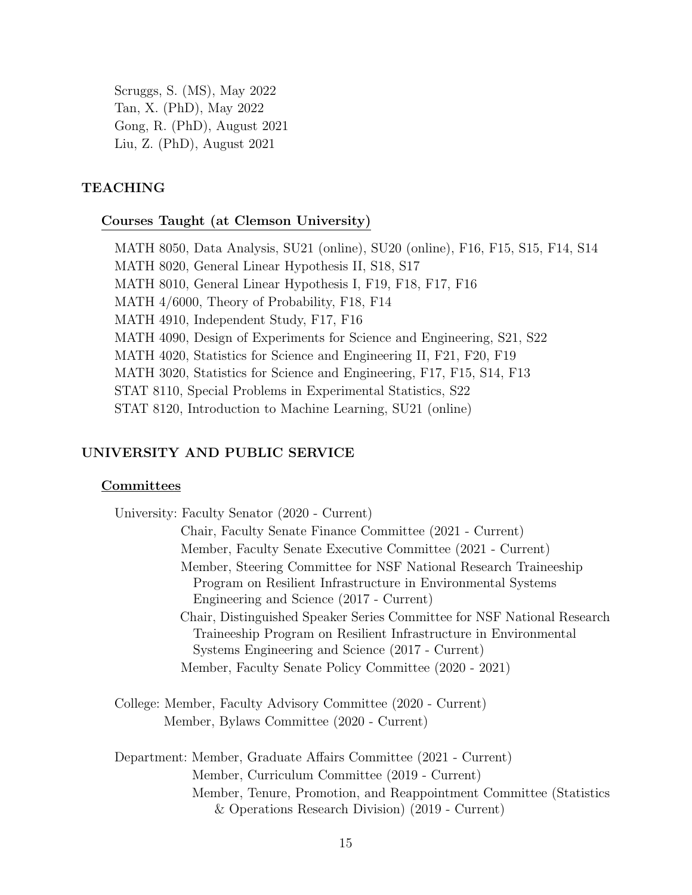Scruggs, S. (MS), May 2022
Tan, X. (PhD), May 2022
Gong, R. (PhD), August 2021
Liu, Z. (PhD), August 2021

## TEACHING

### Courses Taught (at Clemson University)

MATH 8050, Data Analysis, SU21 (online), SU20 (online), F16, F15, S15, F14, S14
MATH 8020, General Linear Hypothesis II, S18, S17
MATH 8010, General Linear Hypothesis I, F19, F18, F17, F16
MATH 4/6000, Theory of Probability, F18, F14
MATH 4910, Independent Study, F17, F16
MATH 4090, Design of Experiments for Science and Engineering, S21, S22
MATH 4020, Statistics for Science and Engineering II, F21, F20, F19
MATH 3020, Statistics for Science and Engineering, F17, F15, S14, F13
STAT 8110, Special Problems in Experimental Statistics, S22
STAT 8120, Introduction to Machine Learning, SU21 (online)

## UNIVERSITY AND PUBLIC SERVICE

### Committees

University: Faculty Senator (2020 - Current)
- Chair, Faculty Senate Finance Committee (2021 - Current)
- Member, Faculty Senate Executive Committee (2021 - Current)
- Member, Steering Committee for NSF National Research Traineeship Program on Resilient Infrastructure in Environmental Systems Engineering and Science (2017 - Current)
- Chair, Distinguished Speaker Series Committee for NSF National Research Traineeship Program on Resilient Infrastructure in Environmental Systems Engineering and Science (2017 - Current)
- Member, Faculty Senate Policy Committee (2020 - 2021)

College: Member, Faculty Advisory Committee (2020 - Current)
- Member, Bylaws Committee (2020 - Current)

Department: Member, Graduate Affairs Committee (2021 - Current)
- Member, Curriculum Committee (2019 - Current)
- Member, Tenure, Promotion, and Reappointment Committee (Statistics & Operations Research Division) (2019 - Current)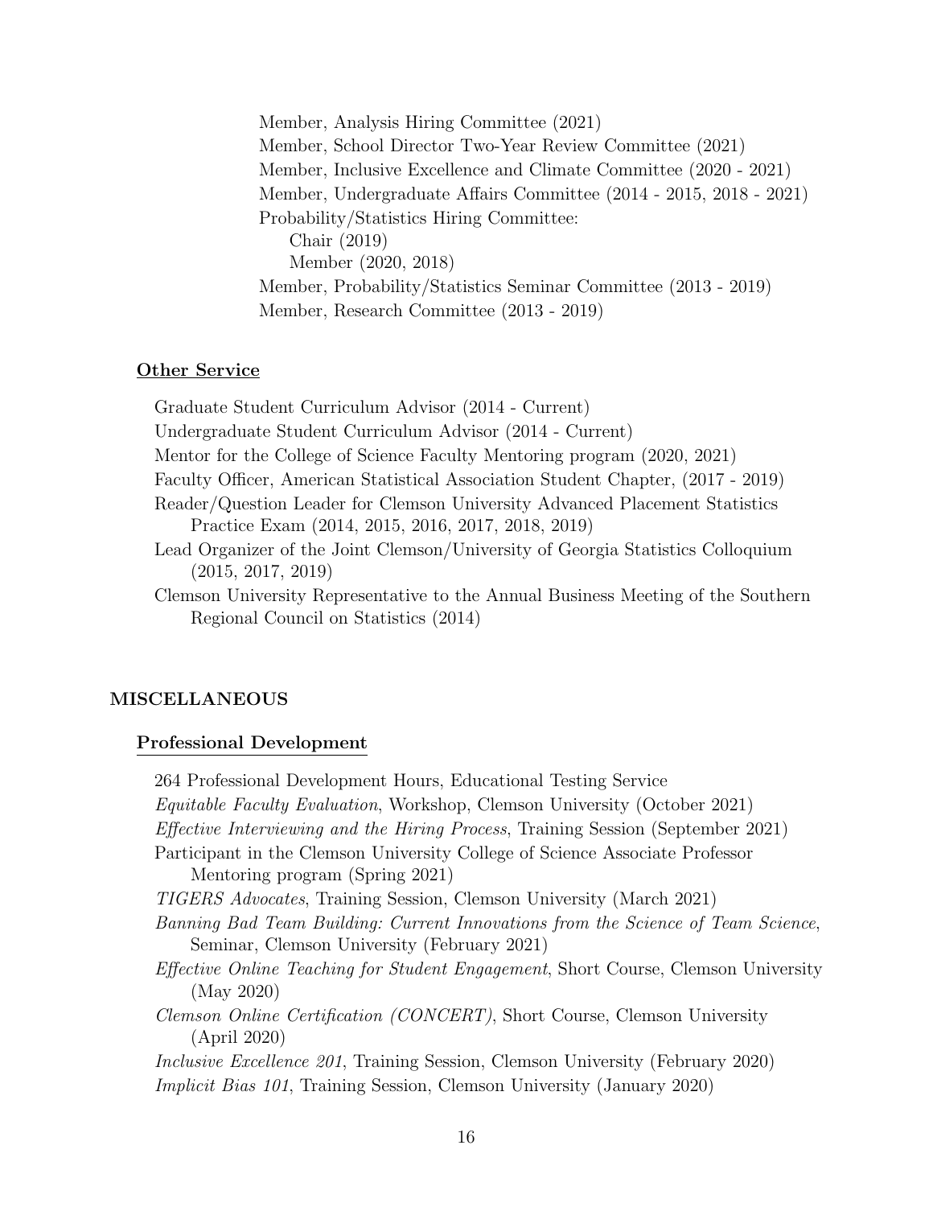Member, Analysis Hiring Committee (2021)
Member, School Director Two-Year Review Committee (2021)
Member, Inclusive Excellence and Climate Committee (2020 - 2021)
Member, Undergraduate Affairs Committee (2014 - 2015, 2018 - 2021)
Probability/Statistics Hiring Committee:
  Chair (2019)
  Member (2020, 2018)
Member, Probability/Statistics Seminar Committee (2013 - 2019)
Member, Research Committee (2013 - 2019)

### Other Service

Graduate Student Curriculum Advisor (2014 - Current)
Undergraduate Student Curriculum Advisor (2014 - Current)
Mentor for the College of Science Faculty Mentoring program (2020, 2021)
Faculty Officer, American Statistical Association Student Chapter, (2017 - 2019)
Reader/Question Leader for Clemson University Advanced Placement Statistics Practice Exam (2014, 2015, 2016, 2017, 2018, 2019)
Lead Organizer of the Joint Clemson/University of Georgia Statistics Colloquium (2015, 2017, 2019)
Clemson University Representative to the Annual Business Meeting of the Southern Regional Council on Statistics (2014)

## MISCELLANEOUS

### Professional Development

264 Professional Development Hours, Educational Testing Service
*Equitable Faculty Evaluation*, Workshop, Clemson University (October 2021)
*Effective Interviewing and the Hiring Process*, Training Session (September 2021)
Participant in the Clemson University College of Science Associate Professor Mentoring program (Spring 2021)
*TIGERS Advocates*, Training Session, Clemson University (March 2021)
*Banning Bad Team Building: Current Innovations from the Science of Team Science*, Seminar, Clemson University (February 2021)
*Effective Online Teaching for Student Engagement*, Short Course, Clemson University (May 2020)
*Clemson Online Certification (CONCERT)*, Short Course, Clemson University (April 2020)
*Inclusive Excellence 201*, Training Session, Clemson University (February 2020)
*Implicit Bias 101*, Training Session, Clemson University (January 2020)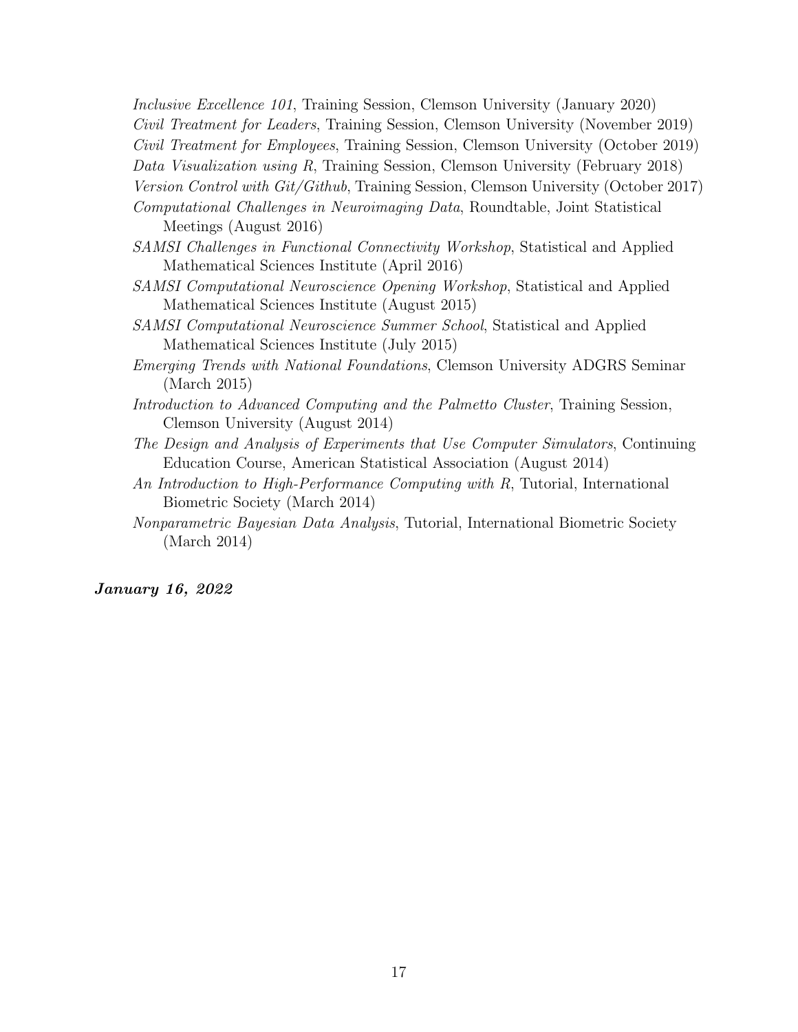*Inclusive Excellence 101*, Training Session, Clemson University (January 2020)

*Civil Treatment for Leaders*, Training Session, Clemson University (November 2019)

*Civil Treatment for Employees*, Training Session, Clemson University (October 2019)

*Data Visualization using R*, Training Session, Clemson University (February 2018)

*Version Control with Git/Github*, Training Session, Clemson University (October 2017)

*Computational Challenges in Neuroimaging Data*, Roundtable, Joint Statistical Meetings (August 2016)

*SAMSI Challenges in Functional Connectivity Workshop*, Statistical and Applied Mathematical Sciences Institute (April 2016)

*SAMSI Computational Neuroscience Opening Workshop*, Statistical and Applied Mathematical Sciences Institute (August 2015)

*SAMSI Computational Neuroscience Summer School*, Statistical and Applied Mathematical Sciences Institute (July 2015)

*Emerging Trends with National Foundations*, Clemson University ADGRS Seminar (March 2015)

*Introduction to Advanced Computing and the Palmetto Cluster*, Training Session, Clemson University (August 2014)

*The Design and Analysis of Experiments that Use Computer Simulators*, Continuing Education Course, American Statistical Association (August 2014)

*An Introduction to High-Performance Computing with R*, Tutorial, International Biometric Society (March 2014)

*Nonparametric Bayesian Data Analysis*, Tutorial, International Biometric Society (March 2014)

***January 16, 2022***